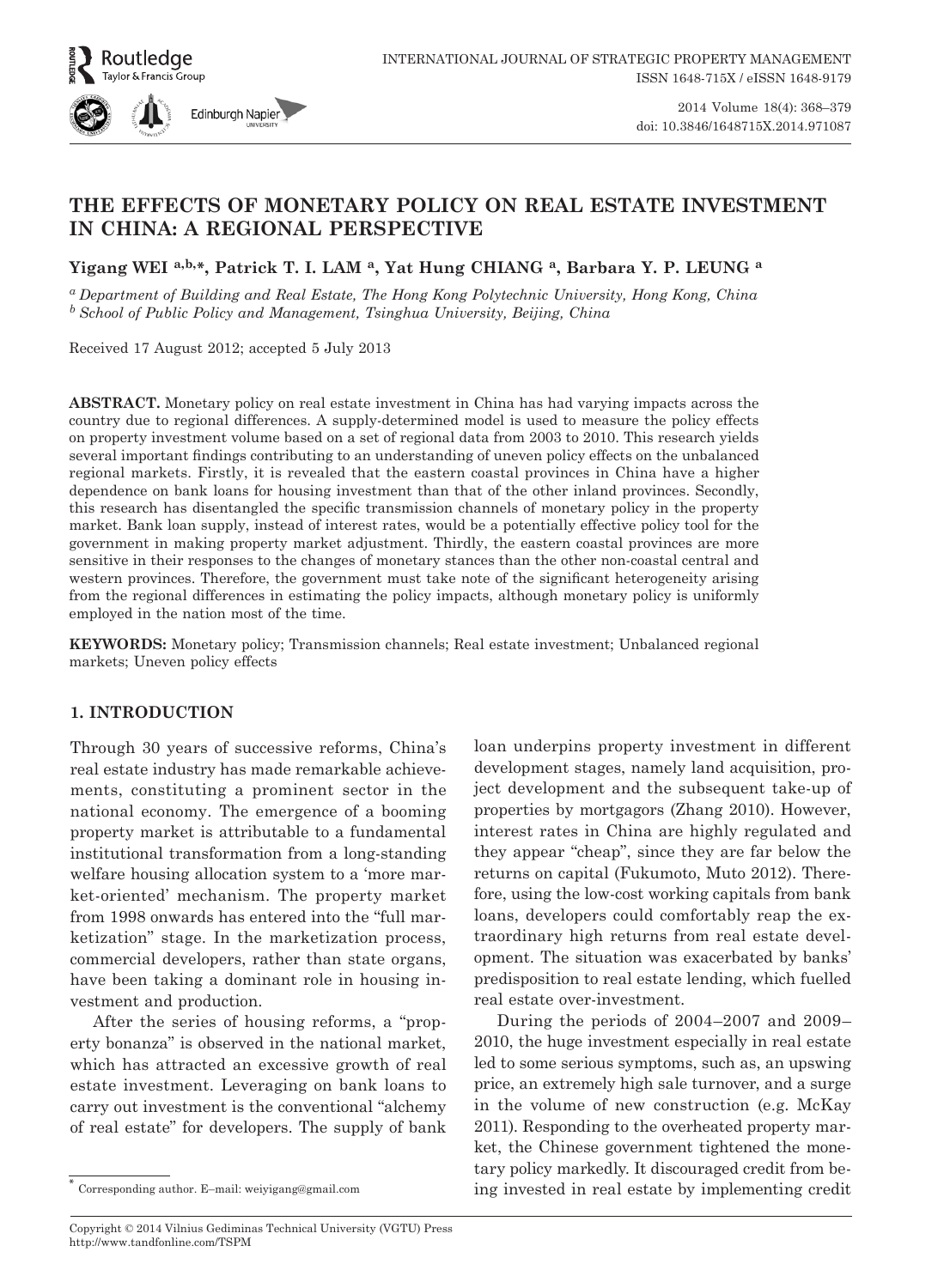# THE EFFECTS OF MONETARY POLICY ON REAL ESTATE INVESTMENT IN CHINA: A REGIONAL PERSPECTIVE

**Yigang WEI [a,b,*], Patrick T. I. LAM [a], Yat Hung CHIANG [a], Barbara Y. P. LEUNG [a]**

[a] *Department of Building and Real Estate, The Hong Kong Polytechnic University, Hong Kong, China*
[b] *School of Public Policy and Management, Tsinghua University, Beijing, China*

Received 17 August 2012; accepted 5 July 2013

**ABSTRACT.** Monetary policy on real estate investment in China has had varying impacts across the country due to regional differences. A supply-determined model is used to measure the policy effects on property investment volume based on a set of regional data from 2003 to 2010. This research yields several important findings contributing to an understanding of uneven policy effects on the unbalanced regional markets. Firstly, it is revealed that the eastern coastal provinces in China have a higher dependence on bank loans for housing investment than that of the other inland provinces. Secondly, this research has disentangled the specific transmission channels of monetary policy in the property market. Bank loan supply, instead of interest rates, would be a potentially effective policy tool for the government in making property market adjustment. Thirdly, the eastern coastal provinces are more sensitive in their responses to the changes of monetary stances than the other non-coastal central and western provinces. Therefore, the government must take note of the significant heterogeneity arising from the regional differences in estimating the policy impacts, although monetary policy is uniformly employed in the nation most of the time.

**KEYWORDS:** Monetary policy; Transmission channels; Real estate investment; Unbalanced regional markets; Uneven policy effects

## 1. INTRODUCTION

Through 30 years of successive reforms, China's real estate industry has made remarkable achievements, constituting a prominent sector in the national economy. The emergence of a booming property market is attributable to a fundamental institutional transformation from a long-standing welfare housing allocation system to a 'more market-oriented' mechanism. The property market from 1998 onwards has entered into the "full marketization" stage. In the marketization process, commercial developers, rather than state organs, have been taking a dominant role in housing investment and production.

After the series of housing reforms, a "property bonanza" is observed in the national market, which has attracted an excessive growth of real estate investment. Leveraging on bank loans to carry out investment is the conventional "alchemy of real estate" for developers. The supply of bank loan underpins property investment in different development stages, namely land acquisition, project development and the subsequent take-up of properties by mortgagors (Zhang 2010). However, interest rates in China are highly regulated and they appear "cheap", since they are far below the returns on capital (Fukumoto, Muto 2012). Therefore, using the low-cost working capitals from bank loans, developers could comfortably reap the extraordinary high returns from real estate development. The situation was exacerbated by banks' predisposition to real estate lending, which fuelled real estate over-investment.

During the periods of 2004–2007 and 2009–2010, the huge investment especially in real estate led to some serious symptoms, such as, an upswing price, an extremely high sale turnover, and a surge in the volume of new construction (e.g. McKay 2011). Responding to the overheated property market, the Chinese government tightened the monetary policy markedly. It discouraged credit from being invested in real estate by implementing credit

\* Corresponding author. E–mail: weiyigang@gmail.com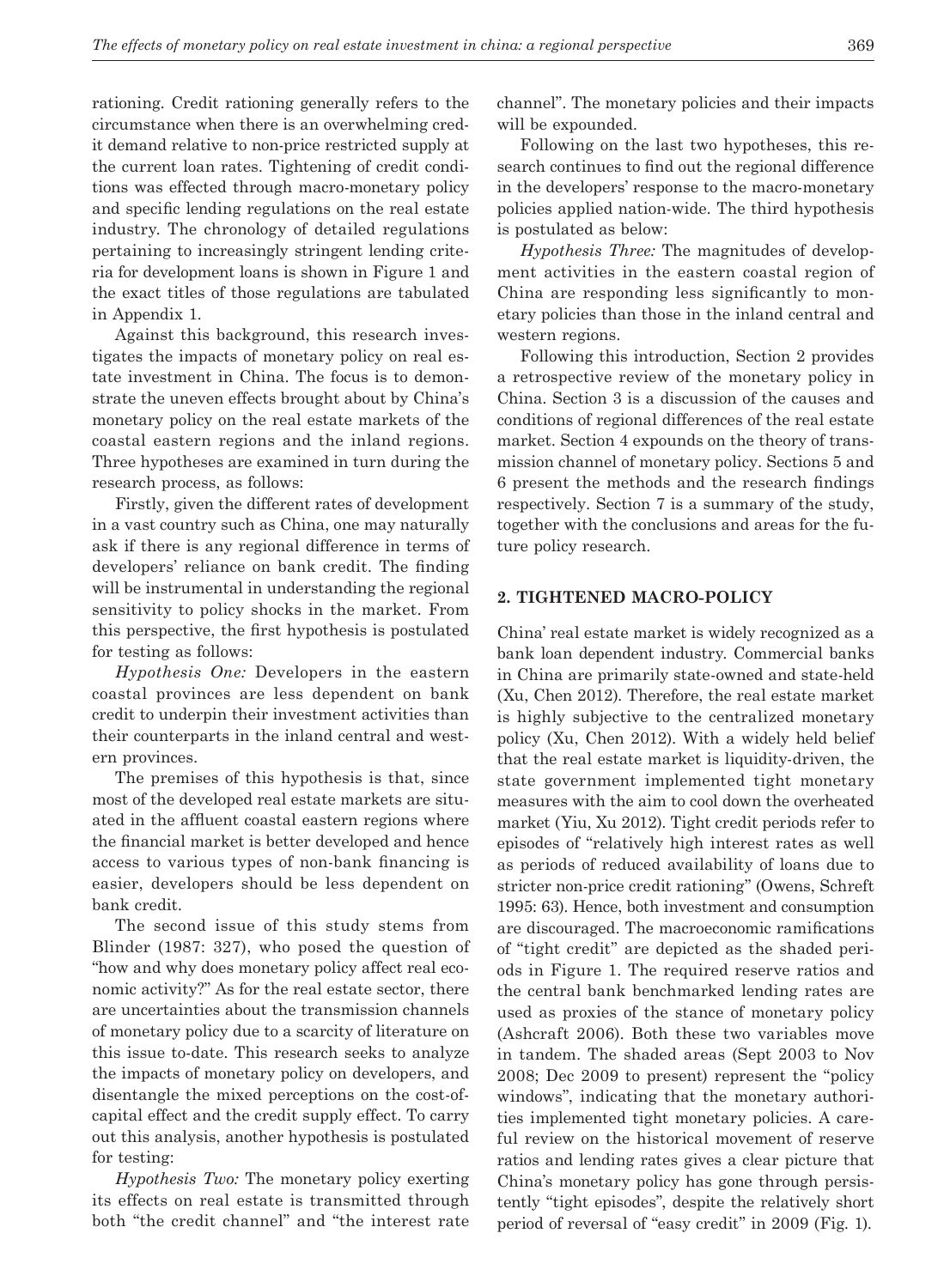rationing. Credit rationing generally refers to the circumstance when there is an overwhelming credit demand relative to non-price restricted supply at the current loan rates. Tightening of credit conditions was effected through macro-monetary policy and specific lending regulations on the real estate industry. The chronology of detailed regulations pertaining to increasingly stringent lending criteria for development loans is shown in Figure 1 and the exact titles of those regulations are tabulated in Appendix 1.

Against this background, this research investigates the impacts of monetary policy on real estate investment in China. The focus is to demonstrate the uneven effects brought about by China's monetary policy on the real estate markets of the coastal eastern regions and the inland regions. Three hypotheses are examined in turn during the research process, as follows:

Firstly, given the different rates of development in a vast country such as China, one may naturally ask if there is any regional difference in terms of developers' reliance on bank credit. The finding will be instrumental in understanding the regional sensitivity to policy shocks in the market. From this perspective, the first hypothesis is postulated for testing as follows:

*Hypothesis One:* Developers in the eastern coastal provinces are less dependent on bank credit to underpin their investment activities than their counterparts in the inland central and western provinces.

The premises of this hypothesis is that, since most of the developed real estate markets are situated in the affluent coastal eastern regions where the financial market is better developed and hence access to various types of non-bank financing is easier, developers should be less dependent on bank credit.

The second issue of this study stems from Blinder (1987: 327), who posed the question of "how and why does monetary policy affect real economic activity?" As for the real estate sector, there are uncertainties about the transmission channels of monetary policy due to a scarcity of literature on this issue to-date. This research seeks to analyze the impacts of monetary policy on developers, and disentangle the mixed perceptions on the cost-of-capital effect and the credit supply effect. To carry out this analysis, another hypothesis is postulated for testing:

*Hypothesis Two:* The monetary policy exerting its effects on real estate is transmitted through both "the credit channel" and "the interest rate channel". The monetary policies and their impacts will be expounded.

Following on the last two hypotheses, this research continues to find out the regional difference in the developers' response to the macro-monetary policies applied nation-wide. The third hypothesis is postulated as below:

*Hypothesis Three:* The magnitudes of development activities in the eastern coastal region of China are responding less significantly to monetary policies than those in the inland central and western regions.

Following this introduction, Section 2 provides a retrospective review of the monetary policy in China. Section 3 is a discussion of the causes and conditions of regional differences of the real estate market. Section 4 expounds on the theory of transmission channel of monetary policy. Sections 5 and 6 present the methods and the research findings respectively. Section 7 is a summary of the study, together with the conclusions and areas for the future policy research.

## 2. TIGHTENED MACRO-POLICY

China' real estate market is widely recognized as a bank loan dependent industry. Commercial banks in China are primarily state-owned and state-held (Xu, Chen 2012). Therefore, the real estate market is highly subjective to the centralized monetary policy (Xu, Chen 2012). With a widely held belief that the real estate market is liquidity-driven, the state government implemented tight monetary measures with the aim to cool down the overheated market (Yiu, Xu 2012). Tight credit periods refer to episodes of "relatively high interest rates as well as periods of reduced availability of loans due to stricter non-price credit rationing" (Owens, Schreft 1995: 63). Hence, both investment and consumption are discouraged. The macroeconomic ramifications of "tight credit" are depicted as the shaded periods in Figure 1. The required reserve ratios and the central bank benchmarked lending rates are used as proxies of the stance of monetary policy (Ashcraft 2006). Both these two variables move in tandem. The shaded areas (Sept 2003 to Nov 2008; Dec 2009 to present) represent the "policy windows", indicating that the monetary authorities implemented tight monetary policies. A careful review on the historical movement of reserve ratios and lending rates gives a clear picture that China's monetary policy has gone through persistently "tight episodes", despite the relatively short period of reversal of "easy credit" in 2009 (Fig. 1).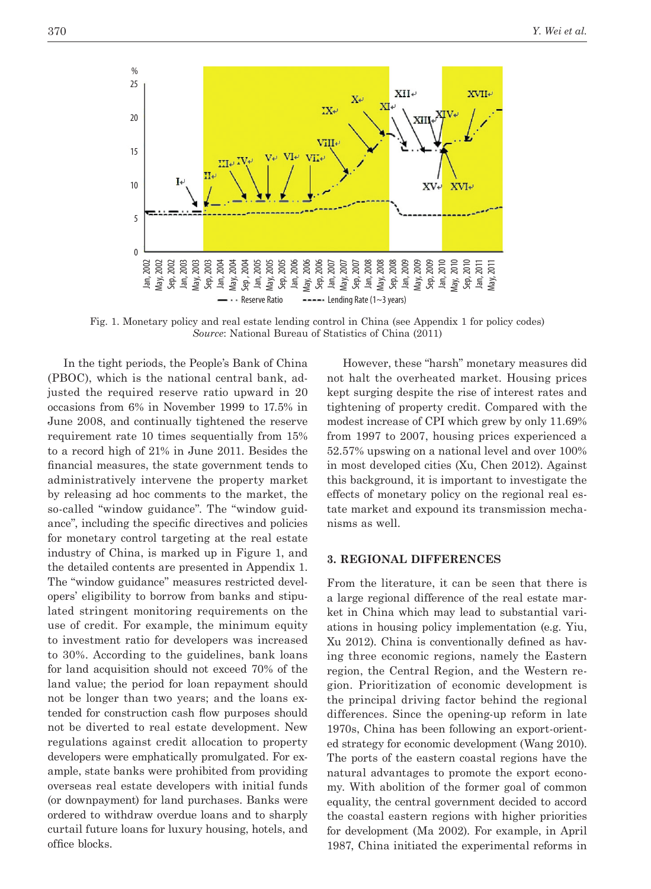Fig. 1. Monetary policy and real estate lending control in China (see Appendix 1 for policy codes)
*Source*: National Bureau of Statistics of China (2011)

In the tight periods, the People's Bank of China (PBOC), which is the national central bank, adjusted the required reserve ratio upward in 20 occasions from 6% in November 1999 to 17.5% in June 2008, and continually tightened the reserve requirement rate 10 times sequentially from 15% to a record high of 21% in June 2011. Besides the financial measures, the state government tends to administratively intervene the property market by releasing ad hoc comments to the market, the so-called "window guidance". The "window guidance", including the specific directives and policies for monetary control targeting at the real estate industry of China, is marked up in Figure 1, and the detailed contents are presented in Appendix 1. The "window guidance" measures restricted developers' eligibility to borrow from banks and stipulated stringent monitoring requirements on the use of credit. For example, the minimum equity to investment ratio for developers was increased to 30%. According to the guidelines, bank loans for land acquisition should not exceed 70% of the land value; the period for loan repayment should not be longer than two years; and the loans extended for construction cash flow purposes should not be diverted to real estate development. New regulations against credit allocation to property developers were emphatically promulgated. For example, state banks were prohibited from providing overseas real estate developers with initial funds (or downpayment) for land purchases. Banks were ordered to withdraw overdue loans and to sharply curtail future loans for luxury housing, hotels, and office blocks.

However, these "harsh" monetary measures did not halt the overheated market. Housing prices kept surging despite the rise of interest rates and tightening of property credit. Compared with the modest increase of CPI which grew by only 11.69% from 1997 to 2007, housing prices experienced a 52.57% upswing on a national level and over 100% in most developed cities (Xu, Chen 2012). Against this background, it is important to investigate the effects of monetary policy on the regional real estate market and expound its transmission mechanisms as well.

## 3. REGIONAL DIFFERENCES

From the literature, it can be seen that there is a large regional difference of the real estate market in China which may lead to substantial variations in housing policy implementation (e.g. Yiu, Xu 2012). China is conventionally defined as having three economic regions, namely the Eastern region, the Central Region, and the Western region. Prioritization of economic development is the principal driving factor behind the regional differences. Since the opening-up reform in late 1970s, China has been following an export-oriented strategy for economic development (Wang 2010). The ports of the eastern coastal regions have the natural advantages to promote the export economy. With abolition of the former goal of common equality, the central government decided to accord the coastal eastern regions with higher priorities for development (Ma 2002). For example, in April 1987, China initiated the experimental reforms in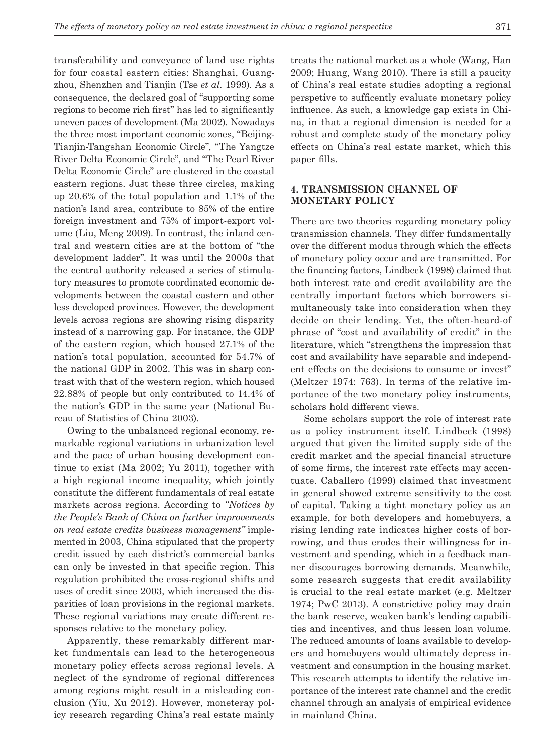transferability and conveyance of land use rights for four coastal eastern cities: Shanghai, Guangzhou, Shenzhen and Tianjin (Tse *et al.* 1999). As a consequence, the declared goal of "supporting some regions to become rich first" has led to significantly uneven paces of development (Ma 2002). Nowadays the three most important economic zones, "Beijing-Tianjin-Tangshan Economic Circle", "The Yangtze River Delta Economic Circle", and "The Pearl River Delta Economic Circle" are clustered in the coastal eastern regions. Just these three circles, making up 20.6% of the total population and 1.1% of the nation's land area, contribute to 85% of the entire foreign investment and 75% of import-export volume (Liu, Meng 2009). In contrast, the inland central and western cities are at the bottom of "the development ladder". It was until the 2000s that the central authority released a series of stimulatory measures to promote coordinated economic developments between the coastal eastern and other less developed provinces. However, the development levels across regions are showing rising disparity instead of a narrowing gap. For instance, the GDP of the eastern region, which housed 27.1% of the nation's total population, accounted for 54.7% of the national GDP in 2002. This was in sharp contrast with that of the western region, which housed 22.88% of people but only contributed to 14.4% of the nation's GDP in the same year (National Bureau of Statistics of China 2003).

Owing to the unbalanced regional economy, remarkable regional variations in urbanization level and the pace of urban housing development continue to exist (Ma 2002; Yu 2011), together with a high regional income inequality, which jointly constitute the different fundamentals of real estate markets across regions. According to *"Notices by the People's Bank of China on further improvements on real estate credits business management"* implemented in 2003, China stipulated that the property credit issued by each district's commercial banks can only be invested in that specific region. This regulation prohibited the cross-regional shifts and uses of credit since 2003, which increased the disparities of loan provisions in the regional markets. These regional variations may create different responses relative to the monetary policy.

Apparently, these remarkably different market fundmentals can lead to the heterogeneous monetary policy effects across regional levels. A neglect of the syndrome of regional differences among regions might result in a misleading conclusion (Yiu, Xu 2012). However, moneteray policy research regarding China's real estate mainly treats the national market as a whole (Wang, Han 2009; Huang, Wang 2010). There is still a paucity of China's real estate studies adopting a regional perspetive to sufficently evaluate monetary policy influence. As such, a knowledge gap exists in China, in that a regional dimension is needed for a robust and complete study of the monetary policy effects on China's real estate market, which this paper fills.

## 4. TRANSMISSION CHANNEL OF MONETARY POLICY

There are two theories regarding monetary policy transmission channels. They differ fundamentally over the different modus through which the effects of monetary policy occur and are transmitted. For the financing factors, Lindbeck (1998) claimed that both interest rate and credit availability are the centrally important factors which borrowers simultaneously take into consideration when they decide on their lending. Yet, the often-heard-of phrase of "cost and availability of credit" in the literature, which "strengthens the impression that cost and availability have separable and independent effects on the decisions to consume or invest" (Meltzer 1974: 763). In terms of the relative importance of the two monetary policy instruments, scholars hold different views.

Some scholars support the role of interest rate as a policy instrument itself. Lindbeck (1998) argued that given the limited supply side of the credit market and the special financial structure of some firms, the interest rate effects may accentuate. Caballero (1999) claimed that investment in general showed extreme sensitivity to the cost of capital. Taking a tight monetary policy as an example, for both developers and homebuyers, a rising lending rate indicates higher costs of borrowing, and thus erodes their willingness for investment and spending, which in a feedback manner discourages borrowing demands. Meanwhile, some research suggests that credit availability is crucial to the real estate market (e.g. Meltzer 1974; PwC 2013). A constrictive policy may drain the bank reserve, weaken bank's lending capabilities and incentives, and thus lessen loan volume. The reduced amounts of loans available to developers and homebuyers would ultimately depress investment and consumption in the housing market. This research attempts to identify the relative importance of the interest rate channel and the credit channel through an analysis of empirical evidence in mainland China.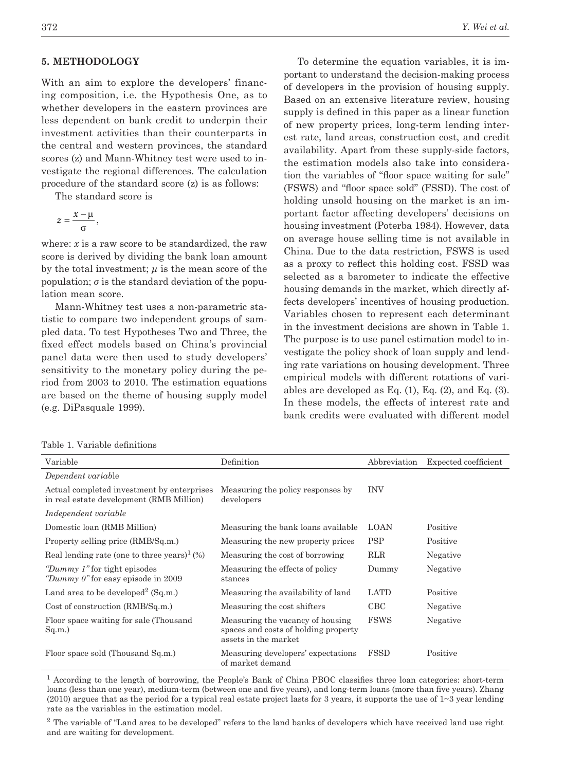## 5. METHODOLOGY

With an aim to explore the developers' financing composition, i.e. the Hypothesis One, as to whether developers in the eastern provinces are less dependent on bank credit to underpin their investment activities than their counterparts in the central and western provinces, the standard scores (z) and Mann-Whitney test were used to investigate the regional differences. The calculation procedure of the standard score (z) is as follows:

The standard score is

$$z = \frac{x - \mu}{\sigma},$$

where: $x$ is a raw score to be standardized, the raw score is derived by dividing the bank loan amount by the total investment; $\mu$ is the mean score of the population; $\sigma$ is the standard deviation of the population mean score.

Mann-Whitney test uses a non-parametric statistic to compare two independent groups of sampled data. To test Hypotheses Two and Three, the fixed effect models based on China's provincial panel data were then used to study developers' sensitivity to the monetary policy during the period from 2003 to 2010. The estimation equations are based on the theme of housing supply model (e.g. DiPasquale 1999).

To determine the equation variables, it is important to understand the decision-making process of developers in the provision of housing supply. Based on an extensive literature review, housing supply is defined in this paper as a linear function of new property prices, long-term lending interest rate, land areas, construction cost, and credit availability. Apart from these supply-side factors, the estimation models also take into consideration the variables of "floor space waiting for sale" (FSWS) and "floor space sold" (FSSD). The cost of holding unsold housing on the market is an important factor affecting developers' decisions on housing investment (Poterba 1984). However, data on average house selling time is not available in China. Due to the data restriction, FSWS is used as a proxy to reflect this holding cost. FSSD was selected as a barometer to indicate the effective housing demands in the market, which directly affects developers' incentives of housing production. Variables chosen to represent each determinant in the investment decisions are shown in Table 1. The purpose is to use panel estimation model to investigate the policy shock of loan supply and lending rate variations on housing development. Three empirical models with different rotations of variables are developed as Eq. (1), Eq. (2), and Eq. (3). In these models, the effects of interest rate and bank credits were evaluated with different model

Table 1. Variable definitions

| Variable | Definition | Abbreviation | Expected coefficient |
|---|---|---|---|
| *Dependent variable* | | | |
| Actual completed investment by enterprises in real estate development (RMB Million) | Measuring the policy responses by developers | INV | |
| *Independent variable* | | | |
| Domestic loan (RMB Million) | Measuring the bank loans available | LOAN | Positive |
| Property selling price (RMB/Sq.m.) | Measuring the new property prices | PSP | Positive |
| Real lending rate (one to three years)[1] (%) | Measuring the cost of borrowing | RLR | Negative |
| *"Dummy 1"* for tight episodes *"Dummy 0"* for easy episode in 2009 | Measuring the effects of policy stances | Dummy | Negative |
| Land area to be developed[2] (Sq.m.) | Measuring the availability of land | LATD | Positive |
| Cost of construction (RMB/Sq.m.) | Measuring the cost shifters | CBC | Negative |
| Floor space waiting for sale (Thousand Sq.m.) | Measuring the vacancy of housing spaces and costs of holding property assets in the market | FSWS | Negative |
| Floor space sold (Thousand Sq.m.) | Measuring developers' expectations of market demand | FSSD | Positive |

[1] According to the length of borrowing, the People's Bank of China PBOC classifies three loan categories: short-term loans (less than one year), medium-term (between one and five years), and long-term loans (more than five years). Zhang (2010) argues that as the period for a typical real estate project lasts for 3 years, it supports the use of 1~3 year lending rate as the variables in the estimation model.

[2] The variable of "Land area to be developed" refers to the land banks of developers which have received land use right and are waiting for development.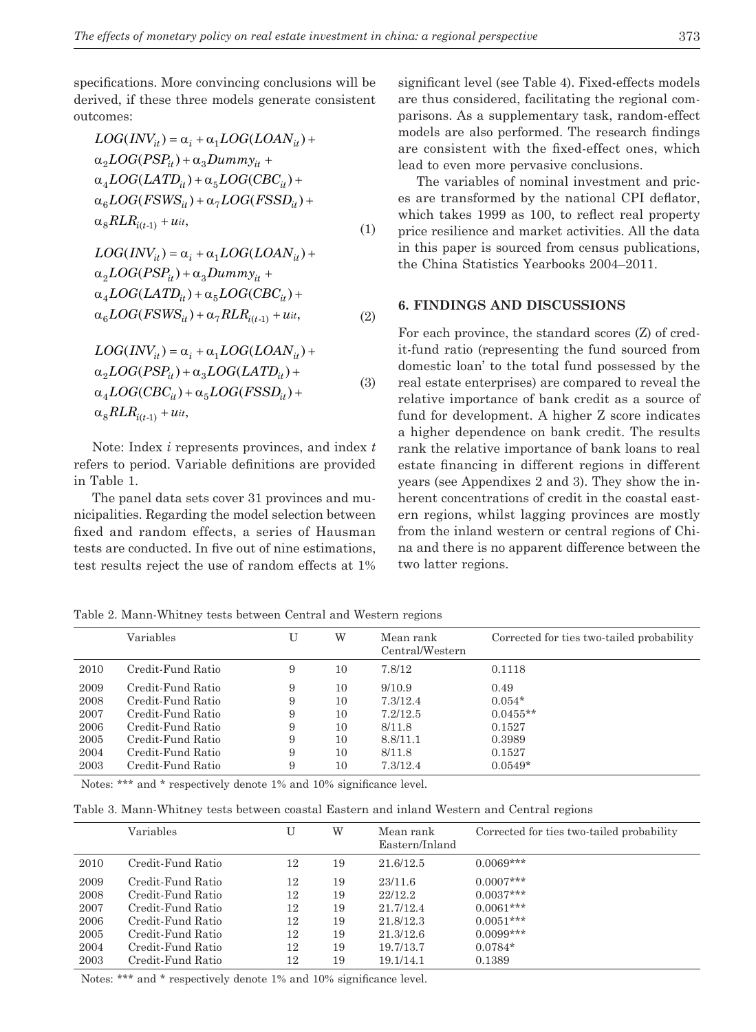specifications. More convincing conclusions will be derived, if these three models generate consistent outcomes:

$$LOG(INV_{it}) = \alpha_i + \alpha_1 LOG(LOAN_{it}) + \alpha_2 LOG(PSP_{it}) + \alpha_3 Dummy_{it} + \alpha_4 LOG(LATD_{it}) + \alpha_5 LOG(CBC_{it}) + \alpha_6 LOG(FSWS_{it}) + \alpha_7 LOG(FSSD_{it}) + \alpha_8 RLR_{i(t-1)} + u_{it}, \quad (1)$$

$$LOG(INV_{it}) = \alpha_i + \alpha_1 LOG(LOAN_{it}) + \alpha_2 LOG(PSP_{it}) + \alpha_3 Dummy_{it} + \alpha_4 LOG(LATD_{it}) + \alpha_5 LOG(CBC_{it}) + \alpha_6 LOG(FSWS_{it}) + \alpha_7 RLR_{i(t-1)} + u_{it}, \quad (2)$$

$$LOG(INV_{it}) = \alpha_i + \alpha_1 LOG(LOAN_{it}) + \alpha_2 LOG(PSP_{it}) + \alpha_3 LOG(LATD_{it}) + \alpha_4 LOG(CBC_{it}) + \alpha_5 LOG(FSSD_{it}) + \alpha_8 RLR_{i(t-1)} + u_{it}, \quad (3)$$

Note: Index $i$ represents provinces, and index $t$ refers to period. Variable definitions are provided in Table 1.

The panel data sets cover 31 provinces and municipalities. Regarding the model selection between fixed and random effects, a series of Hausman tests are conducted. In five out of nine estimations, test results reject the use of random effects at 1% significant level (see Table 4). Fixed-effects models are thus considered, facilitating the regional comparisons. As a supplementary task, random-effect models are also performed. The research findings are consistent with the fixed-effect ones, which lead to even more pervasive conclusions.

The variables of nominal investment and prices are transformed by the national CPI deflator, which takes 1999 as 100, to reflect real property price resilience and market activities. All the data in this paper is sourced from census publications, the China Statistics Yearbooks 2004–2011.

## 6. FINDINGS AND DISCUSSIONS

For each province, the standard scores (Z) of credit-fund ratio (representing the fund sourced from domestic loan' to the total fund possessed by the real estate enterprises) are compared to reveal the relative importance of bank credit as a source of fund for development. A higher Z score indicates a higher dependence on bank credit. The results rank the relative importance of bank loans to real estate financing in different regions in different years (see Appendixes 2 and 3). They show the inherent concentrations of credit in the coastal eastern regions, whilst lagging provinces are mostly from the inland western or central regions of China and there is no apparent difference between the two latter regions.

Table 2. Mann-Whitney tests between Central and Western regions

| | Variables | U | W | Mean rank Central/Western | Corrected for ties two-tailed probability |
|---|---|---|---|---|---|
| 2010 | Credit-Fund Ratio | 9 | 10 | 7.8/12 | 0.1118 |
| 2009 | Credit-Fund Ratio | 9 | 10 | 9/10.9 | 0.49 |
| 2008 | Credit-Fund Ratio | 9 | 10 | 7.3/12.4 | 0.054* |
| 2007 | Credit-Fund Ratio | 9 | 10 | 7.2/12.5 | 0.0455** |
| 2006 | Credit-Fund Ratio | 9 | 10 | 8/11.8 | 0.1527 |
| 2005 | Credit-Fund Ratio | 9 | 10 | 8.8/11.1 | 0.3989 |
| 2004 | Credit-Fund Ratio | 9 | 10 | 8/11.8 | 0.1527 |
| 2003 | Credit-Fund Ratio | 9 | 10 | 7.3/12.4 | 0.0549* |

Notes: *** and * respectively denote 1% and 10% significance level.

Table 3. Mann-Whitney tests between coastal Eastern and inland Western and Central regions

| | Variables | U | W | Mean rank Eastern/Inland | Corrected for ties two-tailed probability |
|---|---|---|---|---|---|
| 2010 | Credit-Fund Ratio | 12 | 19 | 21.6/12.5 | 0.0069*** |
| 2009 | Credit-Fund Ratio | 12 | 19 | 23/11.6 | 0.0007*** |
| 2008 | Credit-Fund Ratio | 12 | 19 | 22/12.2 | 0.0037*** |
| 2007 | Credit-Fund Ratio | 12 | 19 | 21.7/12.4 | 0.0061*** |
| 2006 | Credit-Fund Ratio | 12 | 19 | 21.8/12.3 | 0.0051*** |
| 2005 | Credit-Fund Ratio | 12 | 19 | 21.3/12.6 | 0.0099*** |
| 2004 | Credit-Fund Ratio | 12 | 19 | 19.7/13.7 | 0.0784* |
| 2003 | Credit-Fund Ratio | 12 | 19 | 19.1/14.1 | 0.1389 |

Notes: *** and * respectively denote 1% and 10% significance level.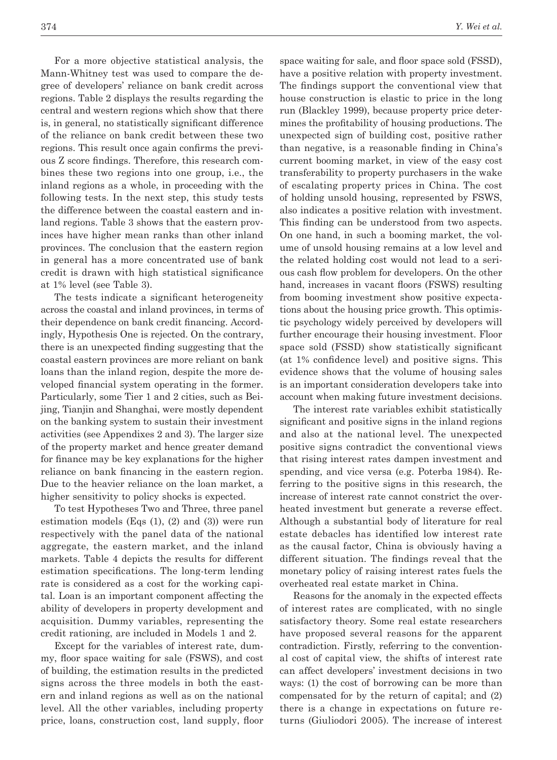For a more objective statistical analysis, the Mann-Whitney test was used to compare the degree of developers' reliance on bank credit across regions. Table 2 displays the results regarding the central and western regions which show that there is, in general, no statistically significant difference of the reliance on bank credit between these two regions. This result once again confirms the previous Z score findings. Therefore, this research combines these two regions into one group, i.e., the inland regions as a whole, in proceeding with the following tests. In the next step, this study tests the difference between the coastal eastern and inland regions. Table 3 shows that the eastern provinces have higher mean ranks than other inland provinces. The conclusion that the eastern region in general has a more concentrated use of bank credit is drawn with high statistical significance at 1% level (see Table 3).

The tests indicate a significant heterogeneity across the coastal and inland provinces, in terms of their dependence on bank credit financing. Accordingly, Hypothesis One is rejected. On the contrary, there is an unexpected finding suggesting that the coastal eastern provinces are more reliant on bank loans than the inland region, despite the more developed financial system operating in the former. Particularly, some Tier 1 and 2 cities, such as Beijing, Tianjin and Shanghai, were mostly dependent on the banking system to sustain their investment activities (see Appendixes 2 and 3). The larger size of the property market and hence greater demand for finance may be key explanations for the higher reliance on bank financing in the eastern region. Due to the heavier reliance on the loan market, a higher sensitivity to policy shocks is expected.

To test Hypotheses Two and Three, three panel estimation models (Eqs (1), (2) and (3)) were run respectively with the panel data of the national aggregate, the eastern market, and the inland markets. Table 4 depicts the results for different estimation specifications. The long-term lending rate is considered as a cost for the working capital. Loan is an important component affecting the ability of developers in property development and acquisition. Dummy variables, representing the credit rationing, are included in Models 1 and 2.

Except for the variables of interest rate, dummy, floor space waiting for sale (FSWS), and cost of building, the estimation results in the predicted signs across the three models in both the eastern and inland regions as well as on the national level. All the other variables, including property price, loans, construction cost, land supply, floor space waiting for sale, and floor space sold (FSSD), have a positive relation with property investment. The findings support the conventional view that house construction is elastic to price in the long run (Blackley 1999), because property price determines the profitability of housing productions. The unexpected sign of building cost, positive rather than negative, is a reasonable finding in China's current booming market, in view of the easy cost transferability to property purchasers in the wake of escalating property prices in China. The cost of holding unsold housing, represented by FSWS, also indicates a positive relation with investment. This finding can be understood from two aspects. On one hand, in such a booming market, the volume of unsold housing remains at a low level and the related holding cost would not lead to a serious cash flow problem for developers. On the other hand, increases in vacant floors (FSWS) resulting from booming investment show positive expectations about the housing price growth. This optimistic psychology widely perceived by developers will further encourage their housing investment. Floor space sold (FSSD) show statistically significant (at 1% confidence level) and positive signs. This evidence shows that the volume of housing sales is an important consideration developers take into account when making future investment decisions.

The interest rate variables exhibit statistically significant and positive signs in the inland regions and also at the national level. The unexpected positive signs contradict the conventional views that rising interest rates dampen investment and spending, and vice versa (e.g. Poterba 1984). Referring to the positive signs in this research, the increase of interest rate cannot constrict the overheated investment but generate a reverse effect. Although a substantial body of literature for real estate debacles has identified low interest rate as the causal factor, China is obviously having a different situation. The findings reveal that the monetary policy of raising interest rates fuels the overheated real estate market in China.

Reasons for the anomaly in the expected effects of interest rates are complicated, with no single satisfactory theory. Some real estate researchers have proposed several reasons for the apparent contradiction. Firstly, referring to the conventional cost of capital view, the shifts of interest rate can affect developers' investment decisions in two ways: (1) the cost of borrowing can be more than compensated for by the return of capital; and (2) there is a change in expectations on future returns (Giuliodori 2005). The increase of interest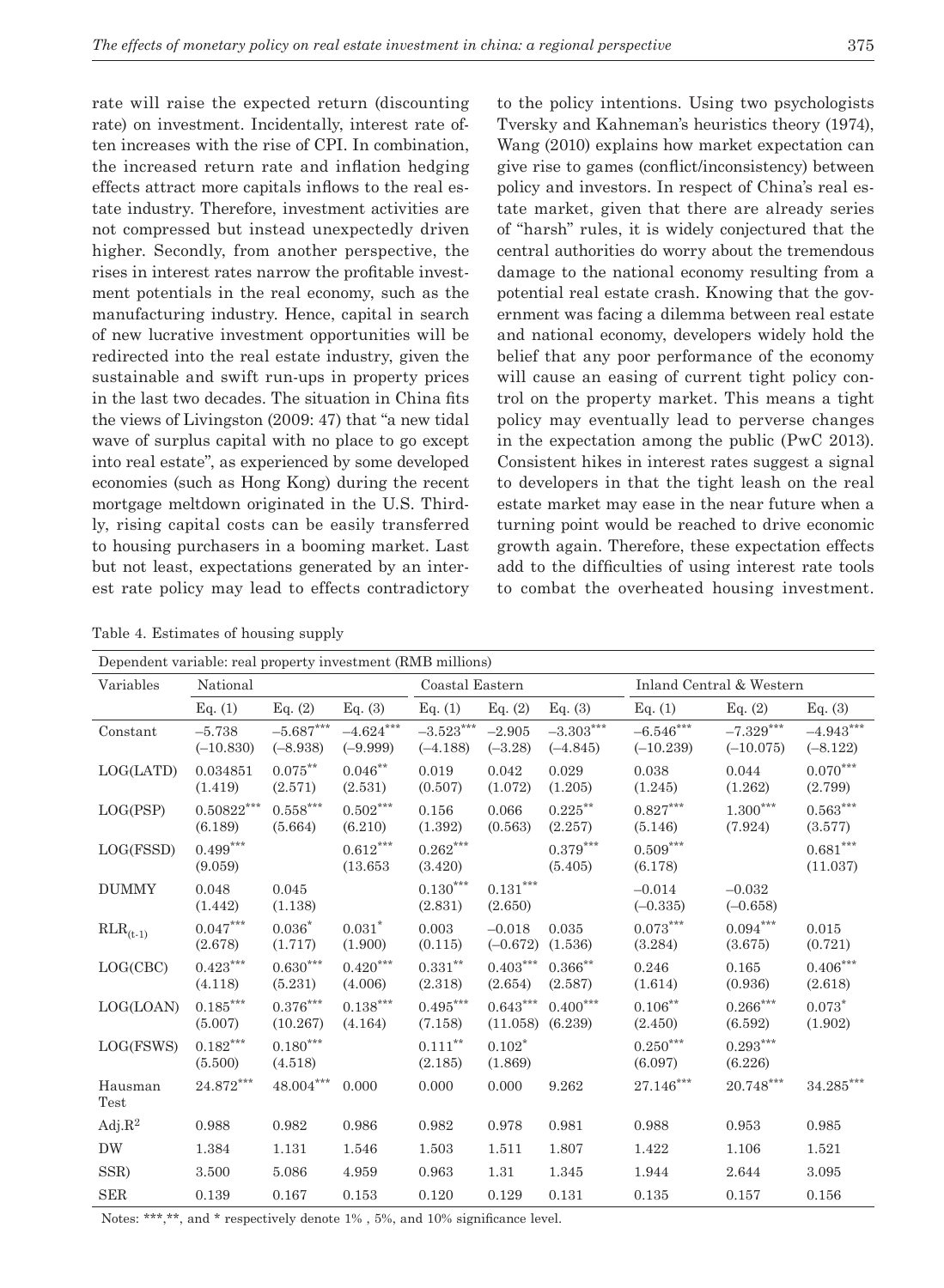rate will raise the expected return (discounting rate) on investment. Incidentally, interest rate often increases with the rise of CPI. In combination, the increased return rate and inflation hedging effects attract more capitals inflows to the real estate industry. Therefore, investment activities are not compressed but instead unexpectedly driven higher. Secondly, from another perspective, the rises in interest rates narrow the profitable investment potentials in the real economy, such as the manufacturing industry. Hence, capital in search of new lucrative investment opportunities will be redirected into the real estate industry, given the sustainable and swift run-ups in property prices in the last two decades. The situation in China fits the views of Livingston (2009: 47) that "a new tidal wave of surplus capital with no place to go except into real estate", as experienced by some developed economies (such as Hong Kong) during the recent mortgage meltdown originated in the U.S. Thirdly, rising capital costs can be easily transferred to housing purchasers in a booming market. Last but not least, expectations generated by an interest rate policy may lead to effects contradictory to the policy intentions. Using two psychologists Tversky and Kahneman's heuristics theory (1974), Wang (2010) explains how market expectation can give rise to games (conflict/inconsistency) between policy and investors. In respect of China's real estate market, given that there are already series of "harsh" rules, it is widely conjectured that the central authorities do worry about the tremendous damage to the national economy resulting from a potential real estate crash. Knowing that the government was facing a dilemma between real estate and national economy, developers widely hold the belief that any poor performance of the economy will cause an easing of current tight policy control on the property market. This means a tight policy may eventually lead to perverse changes in the expectation among the public (PwC 2013). Consistent hikes in interest rates suggest a signal to developers in that the tight leash on the real estate market may ease in the near future when a turning point would be reached to drive economic growth again. Therefore, these expectation effects add to the difficulties of using interest rate tools to combat the overheated housing investment.

Table 4. Estimates of housing supply

| Dependent variable: real property investment (RMB millions) | | | | | | | | | |
|---|---|---|---|---|---|---|---|---|---|
| Variables | National | | | Coastal Eastern | | | Inland Central & Western | | |
| | Eq. (1) | Eq. (2) | Eq. (3) | Eq. (1) | Eq. (2) | Eq. (3) | Eq. (1) | Eq. (2) | Eq. (3) |
| Constant | –5.738 (–10.830) | –5.687*** (–8.938) | –4.624*** (–9.999) | –3.523*** (–4.188) | –2.905 (–3.28) | –3.303*** (–4.845) | –6.546*** (–10.239) | –7.329*** (–10.075) | –4.943*** (–8.122) |
| LOG(LATD) | 0.034851 (1.419) | 0.075** (2.571) | 0.046** (2.531) | 0.019 (0.507) | 0.042 (1.072) | 0.029 (1.205) | 0.038 (1.245) | 0.044 (1.262) | 0.070*** (2.799) |
| LOG(PSP) | 0.50822*** (6.189) | 0.558*** (5.664) | 0.502*** (6.210) | 0.156 (1.392) | 0.066 (0.563) | 0.225** (2.257) | 0.827*** (5.146) | 1.300*** (7.924) | 0.563*** (3.577) |
| LOG(FSSD) | 0.499*** (9.059) | | 0.612*** (13.653 | 0.262*** (3.420) | | 0.379*** (5.405) | 0.509*** (6.178) | | 0.681*** (11.037) |
| DUMMY | 0.048 (1.442) | 0.045 (1.138) | | 0.130*** (2.831) | 0.131*** (2.650) | | –0.014 (–0.335) | –0.032 (–0.658) | |
| $RLR_{(t-1)}$ | 0.047*** (2.678) | 0.036* (1.717) | 0.031* (1.900) | 0.003 (0.115) | –0.018 (–0.672) | 0.035 (1.536) | 0.073*** (3.284) | 0.094*** (3.675) | 0.015 (0.721) |
| LOG(CBC) | 0.423*** (4.118) | 0.630*** (5.231) | 0.420*** (4.006) | 0.331** (2.318) | 0.403*** (2.654) | 0.366** (2.587) | 0.246 (1.614) | 0.165 (0.936) | 0.406*** (2.618) |
| LOG(LOAN) | 0.185*** (5.007) | 0.376*** (10.267) | 0.138*** (4.164) | 0.495*** (7.158) | 0.643*** (11.058) | 0.400*** (6.239) | 0.106** (2.450) | 0.266*** (6.592) | 0.073* (1.902) |
| LOG(FSWS) | 0.182*** (5.500) | 0.180*** (4.518) | | 0.111** (2.185) | 0.102* (1.869) | | 0.250*** (6.097) | 0.293*** (6.226) | |
| Hausman Test | 24.872*** | 48.004*** | 0.000 | 0.000 | 0.000 | 9.262 | 27.146*** | 20.748*** | 34.285*** |
| Adj.$R^2$ | 0.988 | 0.982 | 0.986 | 0.982 | 0.978 | 0.981 | 0.988 | 0.953 | 0.985 |
| DW | 1.384 | 1.131 | 1.546 | 1.503 | 1.511 | 1.807 | 1.422 | 1.106 | 1.521 |
| SSR) | 3.500 | 5.086 | 4.959 | 0.963 | 1.31 | 1.345 | 1.944 | 2.644 | 3.095 |
| SER | 0.139 | 0.167 | 0.153 | 0.120 | 0.129 | 0.131 | 0.135 | 0.157 | 0.156 |

Notes: ***,**, and * respectively denote 1% , 5%, and 10% significance level.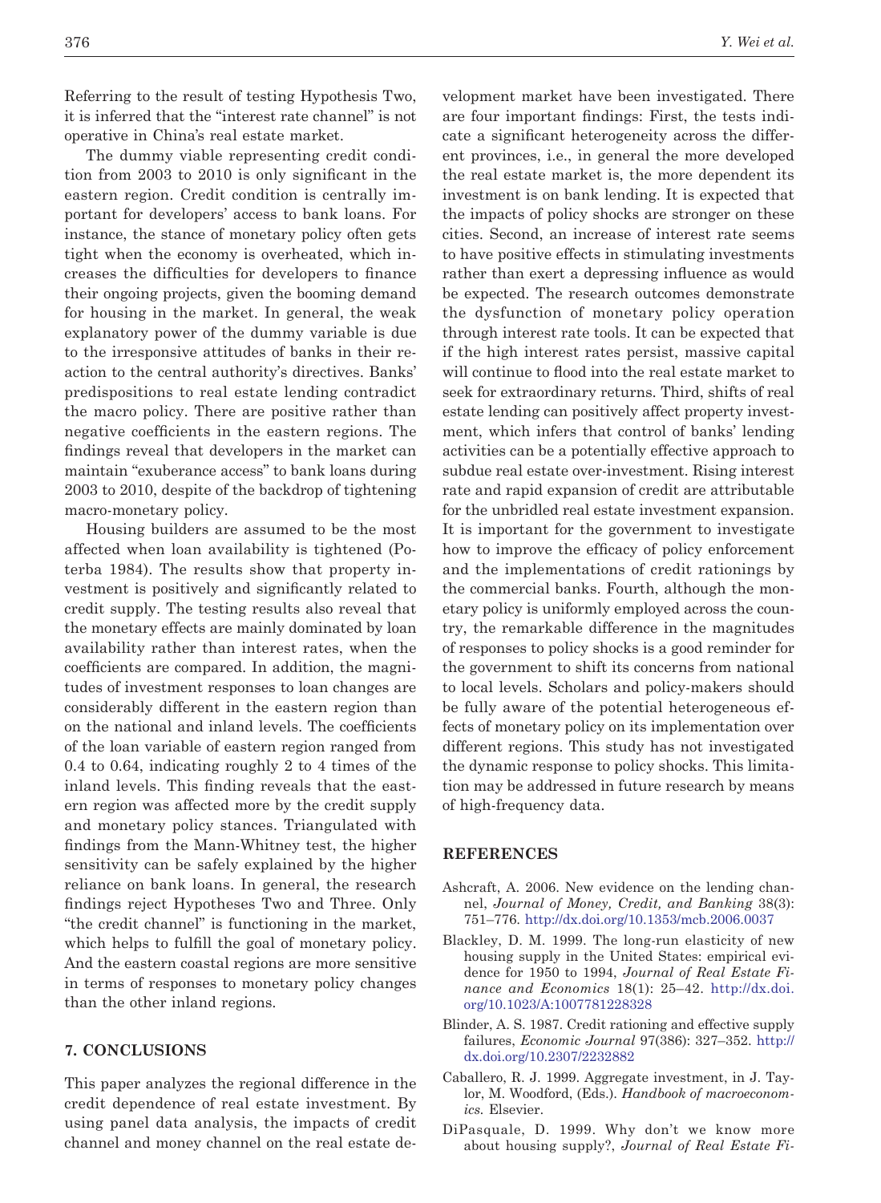Referring to the result of testing Hypothesis Two, it is inferred that the "interest rate channel" is not operative in China's real estate market.

The dummy viable representing credit condition from 2003 to 2010 is only significant in the eastern region. Credit condition is centrally important for developers' access to bank loans. For instance, the stance of monetary policy often gets tight when the economy is overheated, which increases the difficulties for developers to finance their ongoing projects, given the booming demand for housing in the market. In general, the weak explanatory power of the dummy variable is due to the irresponsive attitudes of banks in their reaction to the central authority's directives. Banks' predispositions to real estate lending contradict the macro policy. There are positive rather than negative coefficients in the eastern regions. The findings reveal that developers in the market can maintain "exuberance access" to bank loans during 2003 to 2010, despite of the backdrop of tightening macro-monetary policy.

Housing builders are assumed to be the most affected when loan availability is tightened (Poterba 1984). The results show that property investment is positively and significantly related to credit supply. The testing results also reveal that the monetary effects are mainly dominated by loan availability rather than interest rates, when the coefficients are compared. In addition, the magnitudes of investment responses to loan changes are considerably different in the eastern region than on the national and inland levels. The coefficients of the loan variable of eastern region ranged from 0.4 to 0.64, indicating roughly 2 to 4 times of the inland levels. This finding reveals that the eastern region was affected more by the credit supply and monetary policy stances. Triangulated with findings from the Mann-Whitney test, the higher sensitivity can be safely explained by the higher reliance on bank loans. In general, the research findings reject Hypotheses Two and Three. Only "the credit channel" is functioning in the market, which helps to fulfill the goal of monetary policy. And the eastern coastal regions are more sensitive in terms of responses to monetary policy changes than the other inland regions.

## 7. CONCLUSIONS

This paper analyzes the regional difference in the credit dependence of real estate investment. By using panel data analysis, the impacts of credit channel and money channel on the real estate development market have been investigated. There are four important findings: First, the tests indicate a significant heterogeneity across the different provinces, i.e., in general the more developed the real estate market is, the more dependent its investment is on bank lending. It is expected that the impacts of policy shocks are stronger on these cities. Second, an increase of interest rate seems to have positive effects in stimulating investments rather than exert a depressing influence as would be expected. The research outcomes demonstrate the dysfunction of monetary policy operation through interest rate tools. It can be expected that if the high interest rates persist, massive capital will continue to flood into the real estate market to seek for extraordinary returns. Third, shifts of real estate lending can positively affect property investment, which infers that control of banks' lending activities can be a potentially effective approach to subdue real estate over-investment. Rising interest rate and rapid expansion of credit are attributable for the unbridled real estate investment expansion. It is important for the government to investigate how to improve the efficacy of policy enforcement and the implementations of credit rationings by the commercial banks. Fourth, although the monetary policy is uniformly employed across the country, the remarkable difference in the magnitudes of responses to policy shocks is a good reminder for the government to shift its concerns from national to local levels. Scholars and policy-makers should be fully aware of the potential heterogeneous effects of monetary policy on its implementation over different regions. This study has not investigated the dynamic response to policy shocks. This limitation may be addressed in future research by means of high-frequency data.

## REFERENCES

Ashcraft, A. 2006. New evidence on the lending channel, *Journal of Money, Credit, and Banking* 38(3): 751–776. http://dx.doi.org/10.1353/mcb.2006.0037

Blackley, D. M. 1999. The long-run elasticity of new housing supply in the United States: empirical evidence for 1950 to 1994, *Journal of Real Estate Finance and Economics* 18(1): 25–42. http://dx.doi.org/10.1023/A:1007781228328

Blinder, A. S. 1987. Credit rationing and effective supply failures, *Economic Journal* 97(386): 327–352. http://dx.doi.org/10.2307/2232882

Caballero, R. J. 1999. Aggregate investment, in J. Taylor, M. Woodford, (Eds.). *Handbook of macroeconomics.* Elsevier.

DiPasquale, D. 1999. Why don't we know more about housing supply?, *Journal of Real Estate Fi-*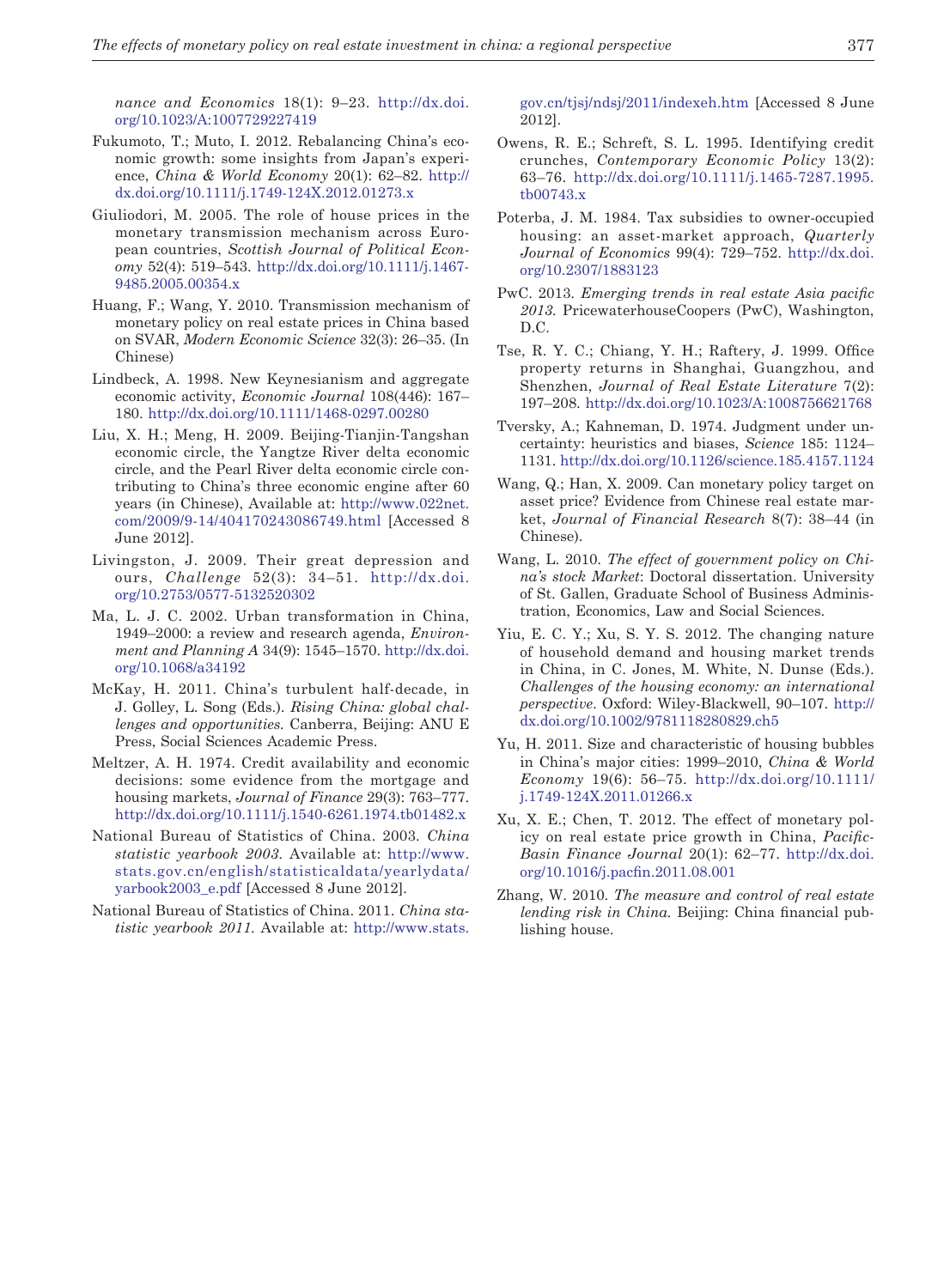*nance and Economics* 18(1): 9–23. http://dx.doi.org/10.1023/A:1007729227419

Fukumoto, T.; Muto, I. 2012. Rebalancing China's economic growth: some insights from Japan's experience, *China & World Economy* 20(1): 62–82. http://dx.doi.org/10.1111/j.1749-124X.2012.01273.x

Giuliodori, M. 2005. The role of house prices in the monetary transmission mechanism across European countries, *Scottish Journal of Political Economy* 52(4): 519–543. http://dx.doi.org/10.1111/j.1467-9485.2005.00354.x

Huang, F.; Wang, Y. 2010. Transmission mechanism of monetary policy on real estate prices in China based on SVAR, *Modern Economic Science* 32(3): 26–35. (In Chinese)

Lindbeck, A. 1998. New Keynesianism and aggregate economic activity, *Economic Journal* 108(446): 167–180. http://dx.doi.org/10.1111/1468-0297.00280

Liu, X. H.; Meng, H. 2009. Beijing-Tianjin-Tangshan economic circle, the Yangtze River delta economic circle, and the Pearl River delta economic circle contributing to China's three economic engine after 60 years (in Chinese), Available at: http://www.022net.com/2009/9-14/404170243086749.html [Accessed 8 June 2012].

Livingston, J. 2009. Their great depression and ours, *Challenge* 52(3): 34–51. http://dx.doi.org/10.2753/0577-5132520302

Ma, L. J. C. 2002. Urban transformation in China, 1949–2000: a review and research agenda, *Environment and Planning A* 34(9): 1545–1570. http://dx.doi.org/10.1068/a34192

McKay, H. 2011. China's turbulent half-decade, in J. Golley, L. Song (Eds.). *Rising China: global challenges and opportunities.* Canberra, Beijing: ANU E Press, Social Sciences Academic Press.

Meltzer, A. H. 1974. Credit availability and economic decisions: some evidence from the mortgage and housing markets, *Journal of Finance* 29(3): 763–777. http://dx.doi.org/10.1111/j.1540-6261.1974.tb01482.x

National Bureau of Statistics of China. 2003. *China statistic yearbook 2003.* Available at: http://www.stats.gov.cn/english/statisticaldata/yearlydata/yarbook2003_e.pdf [Accessed 8 June 2012].

National Bureau of Statistics of China. 2011. *China statistic yearbook 2011.* Available at: http://www.stats.gov.cn/tjsj/ndsj/2011/indexeh.htm [Accessed 8 June 2012].

Owens, R. E.; Schreft, S. L. 1995. Identifying credit crunches, *Contemporary Economic Policy* 13(2): 63–76. http://dx.doi.org/10.1111/j.1465-7287.1995.tb00743.x

Poterba, J. M. 1984. Tax subsidies to owner-occupied housing: an asset-market approach, *Quarterly Journal of Economics* 99(4): 729–752. http://dx.doi.org/10.2307/1883123

PwC. 2013. *Emerging trends in real estate Asia pacific 2013.* PricewaterhouseCoopers (PwC), Washington, D.C.

Tse, R. Y. C.; Chiang, Y. H.; Raftery, J. 1999. Office property returns in Shanghai, Guangzhou, and Shenzhen, *Journal of Real Estate Literature* 7(2): 197–208. http://dx.doi.org/10.1023/A:1008756621768

Tversky, A.; Kahneman, D. 1974. Judgment under uncertainty: heuristics and biases, *Science* 185: 1124–1131. http://dx.doi.org/10.1126/science.185.4157.1124

Wang, Q.; Han, X. 2009. Can monetary policy target on asset price? Evidence from Chinese real estate market, *Journal of Financial Research* 8(7): 38–44 (in Chinese).

Wang, L. 2010. *The effect of government policy on China's stock Market*: Doctoral dissertation. University of St. Gallen, Graduate School of Business Administration, Economics, Law and Social Sciences.

Yiu, E. C. Y.; Xu, S. Y. S. 2012. The changing nature of household demand and housing market trends in China, in C. Jones, M. White, N. Dunse (Eds.). *Challenges of the housing economy: an international perspective.* Oxford: Wiley-Blackwell, 90–107. http://dx.doi.org/10.1002/9781118280829.ch5

Yu, H. 2011. Size and characteristic of housing bubbles in China's major cities: 1999–2010, *China & World Economy* 19(6): 56–75. http://dx.doi.org/10.1111/j.1749-124X.2011.01266.x

Xu, X. E.; Chen, T. 2012. The effect of monetary policy on real estate price growth in China, *Pacific-Basin Finance Journal* 20(1): 62–77. http://dx.doi.org/10.1016/j.pacfin.2011.08.001

Zhang, W. 2010. *The measure and control of real estate lending risk in China.* Beijing: China financial publishing house.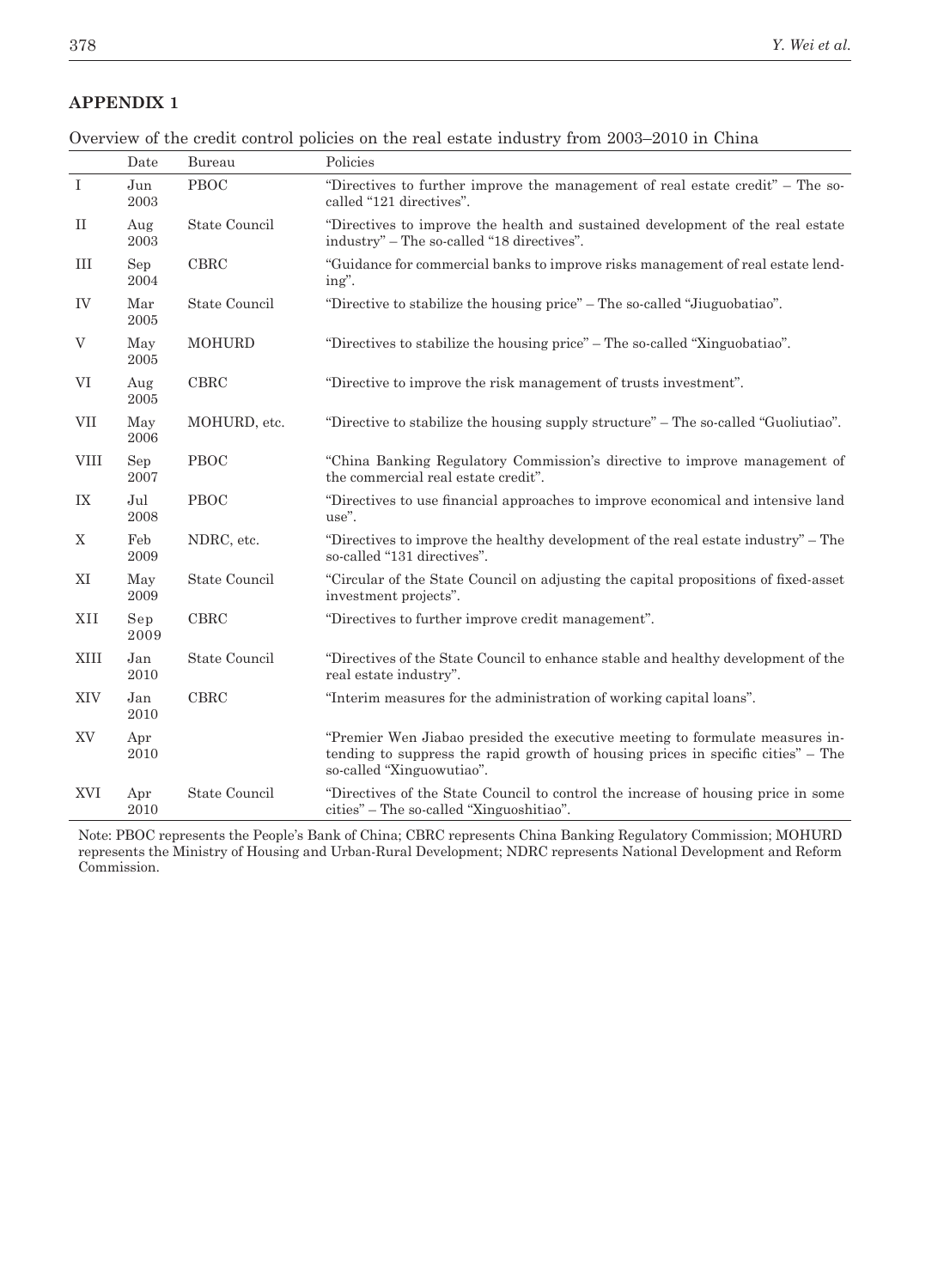## APPENDIX 1

Overview of the credit control policies on the real estate industry from 2003–2010 in China

| | Date | Bureau | Policies |
|---|---|---|---|
| I | Jun 2003 | PBOC | "Directives to further improve the management of real estate credit" – The so-called "121 directives". |
| II | Aug 2003 | State Council | "Directives to improve the health and sustained development of the real estate industry" – The so-called "18 directives". |
| III | Sep 2004 | CBRC | "Guidance for commercial banks to improve risks management of real estate lending". |
| IV | Mar 2005 | State Council | "Directive to stabilize the housing price" – The so-called "Jiuguobatiao". |
| V | May 2005 | MOHURD | "Directives to stabilize the housing price" – The so-called "Xinguobatiao". |
| VI | Aug 2005 | CBRC | "Directive to improve the risk management of trusts investment". |
| VII | May 2006 | MOHURD, etc. | "Directive to stabilize the housing supply structure" – The so-called "Guoliutiao". |
| VIII | Sep 2007 | PBOC | "China Banking Regulatory Commission's directive to improve management of the commercial real estate credit". |
| IX | Jul 2008 | PBOC | "Directives to use financial approaches to improve economical and intensive land use". |
| X | Feb 2009 | NDRC, etc. | "Directives to improve the healthy development of the real estate industry" – The so-called "131 directives". |
| XI | May 2009 | State Council | "Circular of the State Council on adjusting the capital propositions of fixed-asset investment projects". |
| XII | Sep 2009 | CBRC | "Directives to further improve credit management". |
| XIII | Jan 2010 | State Council | "Directives of the State Council to enhance stable and healthy development of the real estate industry". |
| XIV | Jan 2010 | CBRC | "Interim measures for the administration of working capital loans". |
| XV | Apr 2010 | | "Premier Wen Jiabao presided the executive meeting to formulate measures intending to suppress the rapid growth of housing prices in specific cities" – The so-called "Xinguowutiao". |
| XVI | Apr 2010 | State Council | "Directives of the State Council to control the increase of housing price in some cities" – The so-called "Xinguoshitiao". |

Note: PBOC represents the People's Bank of China; CBRC represents China Banking Regulatory Commission; MOHURD represents the Ministry of Housing and Urban-Rural Development; NDRC represents National Development and Reform Commission.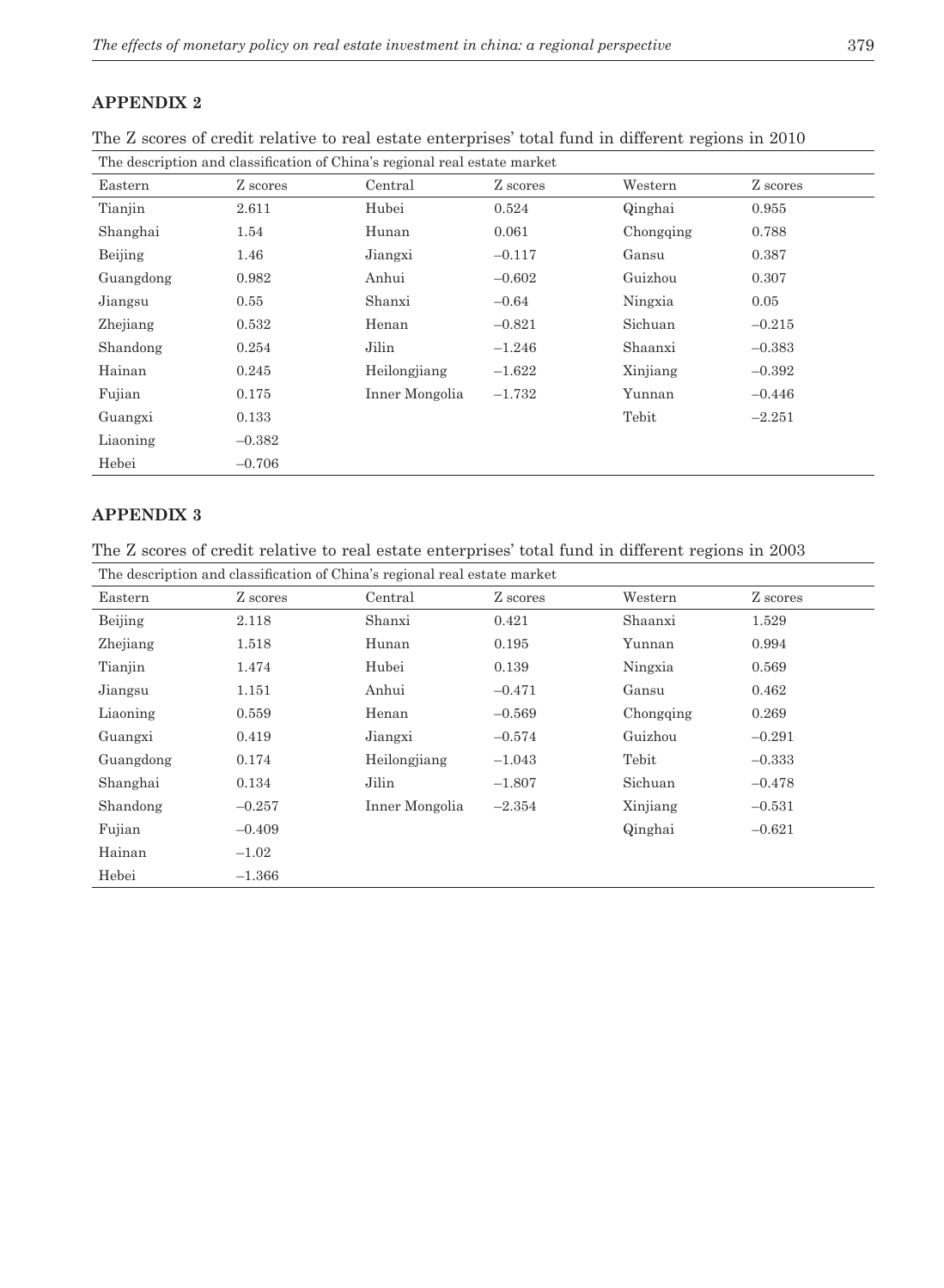## APPENDIX 2

The Z scores of credit relative to real estate enterprises' total fund in different regions in 2010

| The description and classification of China's regional real estate market | | | | | |
|---|---|---|---|---|---|
| Eastern | Z scores | Central | Z scores | Western | Z scores |
| Tianjin | 2.611 | Hubei | 0.524 | Qinghai | 0.955 |
| Shanghai | 1.54 | Hunan | 0.061 | Chongqing | 0.788 |
| Beijing | 1.46 | Jiangxi | −0.117 | Gansu | 0.387 |
| Guangdong | 0.982 | Anhui | −0.602 | Guizhou | 0.307 |
| Jiangsu | 0.55 | Shanxi | −0.64 | Ningxia | 0.05 |
| Zhejiang | 0.532 | Henan | −0.821 | Sichuan | −0.215 |
| Shandong | 0.254 | Jilin | −1.246 | Shaanxi | −0.383 |
| Hainan | 0.245 | Heilongjiang | −1.622 | Xinjiang | −0.392 |
| Fujian | 0.175 | Inner Mongolia | −1.732 | Yunnan | −0.446 |
| Guangxi | 0.133 | | | Tebit | −2.251 |
| Liaoning | −0.382 | | | | |
| Hebei | −0.706 | | | | |

## APPENDIX 3

The Z scores of credit relative to real estate enterprises' total fund in different regions in 2003

| The description and classification of China's regional real estate market | | | | | |
|---|---|---|---|---|---|
| Eastern | Z scores | Central | Z scores | Western | Z scores |
| Beijing | 2.118 | Shanxi | 0.421 | Shaanxi | 1.529 |
| Zhejiang | 1.518 | Hunan | 0.195 | Yunnan | 0.994 |
| Tianjin | 1.474 | Hubei | 0.139 | Ningxia | 0.569 |
| Jiangsu | 1.151 | Anhui | −0.471 | Gansu | 0.462 |
| Liaoning | 0.559 | Henan | −0.569 | Chongqing | 0.269 |
| Guangxi | 0.419 | Jiangxi | −0.574 | Guizhou | −0.291 |
| Guangdong | 0.174 | Heilongjiang | −1.043 | Tebit | −0.333 |
| Shanghai | 0.134 | Jilin | −1.807 | Sichuan | −0.478 |
| Shandong | −0.257 | Inner Mongolia | −2.354 | Xinjiang | −0.531 |
| Fujian | −0.409 | | | Qinghai | −0.621 |
| Hainan | −1.02 | | | | |
| Hebei | −1.366 | | | | |